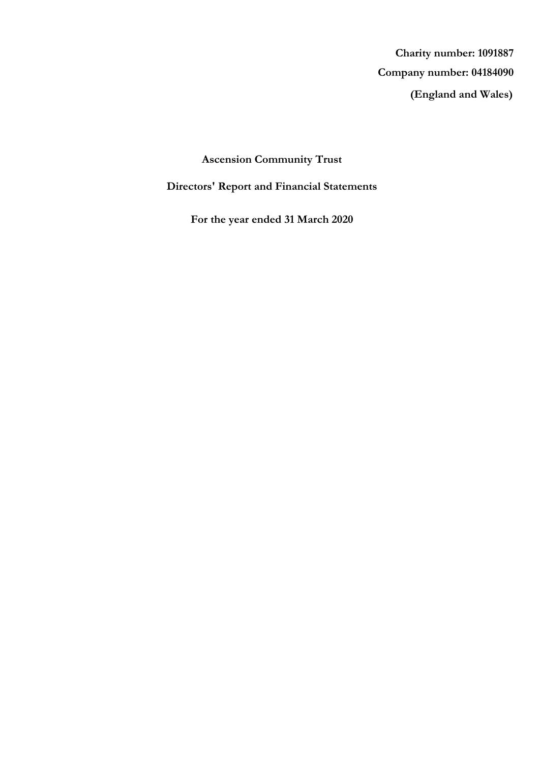**Charity number: 1091887**

**Company number: 04184090**

**(England and Wales)**

# Ascension Community Trust

## Directors' Report and Financial Statements

**For the year ended 31 March 2020**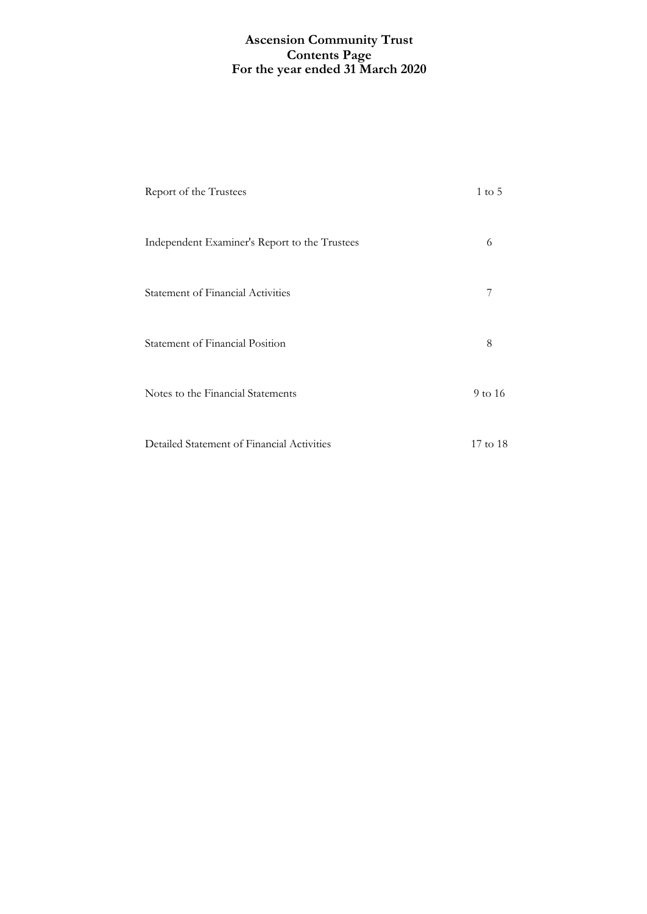# Ascension Community Trust
# Contents Page
# For the year ended 31 March 2020

| | |
|---|---|
| Report of the Trustees | 1 to 5 |
| Independent Examiner's Report to the Trustees | 6 |
| Statement of Financial Activities | 7 |
| Statement of Financial Position | 8 |
| Notes to the Financial Statements | 9 to 16 |
| Detailed Statement of Financial Activities | 17 to 18 |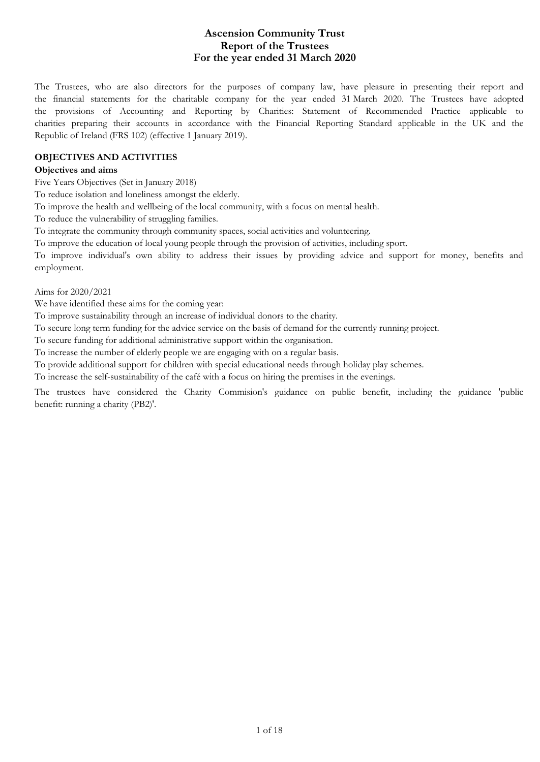# Ascension Community Trust
## Report of the Trustees
## For the year ended 31 March 2020

The Trustees, who are also directors for the purposes of company law, have pleasure in presenting their report and the financial statements for the charitable company for the year ended 31 March 2020. The Trustees have adopted the provisions of Accounting and Reporting by Charities: Statement of Recommended Practice applicable to charities preparing their accounts in accordance with the Financial Reporting Standard applicable in the UK and the Republic of Ireland (FRS 102) (effective 1 January 2019).

### OBJECTIVES AND ACTIVITIES

**Objectives and aims**

Five Years Objectives (Set in January 2018)

To reduce isolation and loneliness amongst the elderly.

To improve the health and wellbeing of the local community, with a focus on mental health.

To reduce the vulnerability of struggling families.

To integrate the community through community spaces, social activities and volunteering.

To improve the education of local young people through the provision of activities, including sport.

To improve individual's own ability to address their issues by providing advice and support for money, benefits and employment.

Aims for 2020/2021

We have identified these aims for the coming year:

To improve sustainability through an increase of individual donors to the charity.

To secure long term funding for the advice service on the basis of demand for the currently running project.

To secure funding for additional administrative support within the organisation.

To increase the number of elderly people we are engaging with on a regular basis.

To provide additional support for children with special educational needs through holiday play schemes.

To increase the self-sustainability of the café with a focus on hiring the premises in the evenings.

The trustees have considered the Charity Commision's guidance on public benefit, including the guidance 'public benefit: running a charity (PB2)'.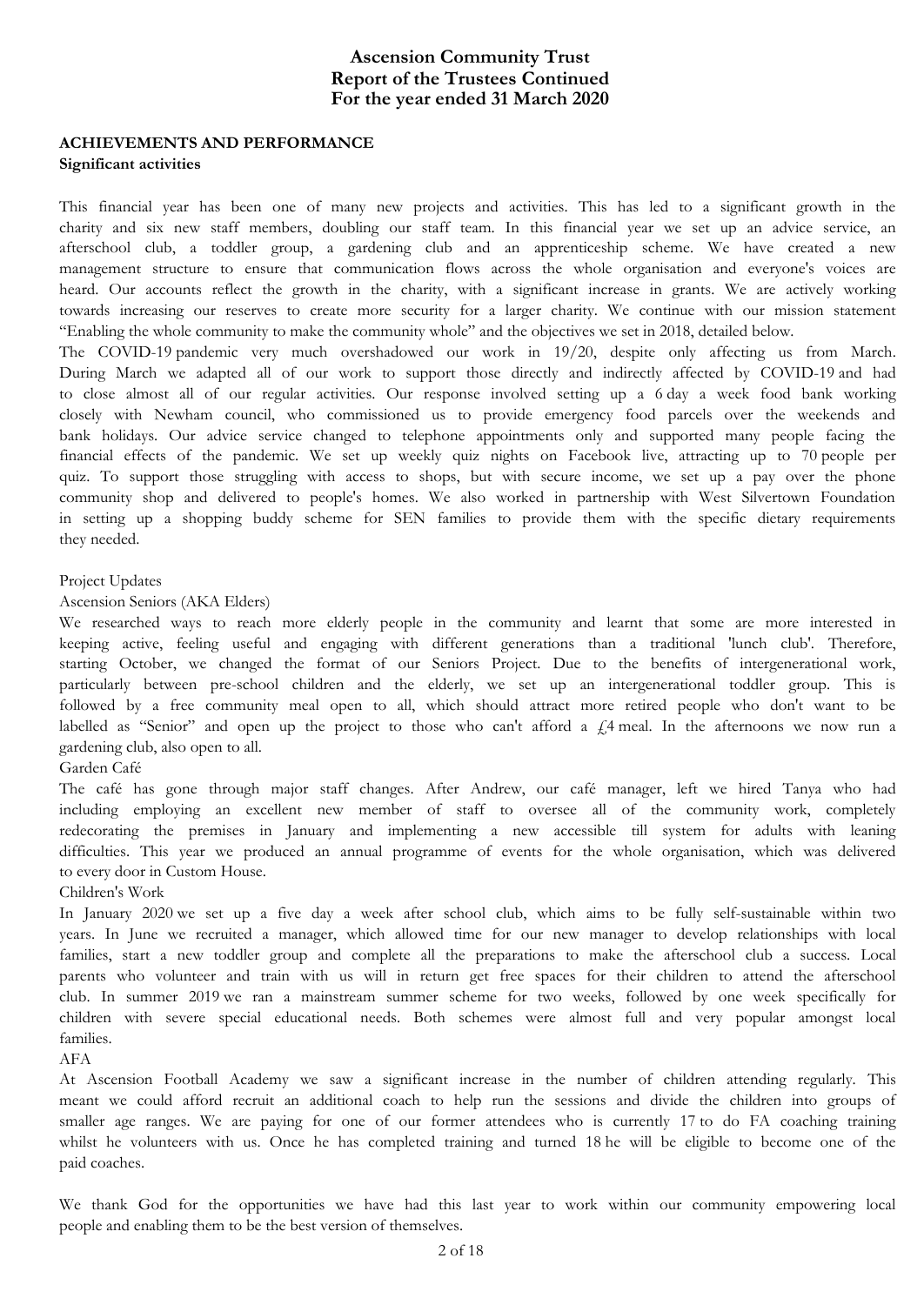# Ascension Community Trust
# Report of the Trustees Continued
# For the year ended 31 March 2020

## ACHIEVEMENTS AND PERFORMANCE

**Significant activities**

This financial year has been one of many new projects and activities. This has led to a significant growth in the charity and six new staff members, doubling our staff team. In this financial year we set up an advice service, an afterschool club, a toddler group, a gardening club and an apprenticeship scheme. We have created a new management structure to ensure that communication flows across the whole organisation and everyone's voices are heard. Our accounts reflect the growth in the charity, with a significant increase in grants. We are actively working towards increasing our reserves to create more security for a larger charity. We continue with our mission statement "Enabling the whole community to make the community whole" and the objectives we set in 2018, detailed below.

The COVID-19 pandemic very much overshadowed our work in 19/20, despite only affecting us from March. During March we adapted all of our work to support those directly and indirectly affected by COVID-19 and had to close almost all of our regular activities. Our response involved setting up a 6 day a week food bank working closely with Newham council, who commissioned us to provide emergency food parcels over the weekends and bank holidays. Our advice service changed to telephone appointments only and supported many people facing the financial effects of the pandemic. We set up weekly quiz nights on Facebook live, attracting up to 70 people per quiz. To support those struggling with access to shops, but with secure income, we set up a pay over the phone community shop and delivered to people's homes. We also worked in partnership with West Silvertown Foundation in setting up a shopping buddy scheme for SEN families to provide them with the specific dietary requirements they needed.

Project Updates

Ascension Seniors (AKA Elders)

We researched ways to reach more elderly people in the community and learnt that some are more interested in keeping active, feeling useful and engaging with different generations than a traditional 'lunch club'. Therefore, starting October, we changed the format of our Seniors Project. Due to the benefits of intergenerational work, particularly between pre-school children and the elderly, we set up an intergenerational toddler group. This is followed by a free community meal open to all, which should attract more retired people who don't want to be labelled as "Senior" and open up the project to those who can't afford a £4 meal. In the afternoons we now run a gardening club, also open to all.

Garden Café

The café has gone through major staff changes. After Andrew, our café manager, left we hired Tanya who had including employing an excellent new member of staff to oversee all of the community work, completely redecorating the premises in January and implementing a new accessible till system for adults with leaning difficulties. This year we produced an annual programme of events for the whole organisation, which was delivered to every door in Custom House.

Children's Work

In January 2020 we set up a five day a week after school club, which aims to be fully self-sustainable within two years. In June we recruited a manager, which allowed time for our new manager to develop relationships with local families, start a new toddler group and complete all the preparations to make the afterschool club a success. Local parents who volunteer and train with us will in return get free spaces for their children to attend the afterschool club. In summer 2019 we ran a mainstream summer scheme for two weeks, followed by one week specifically for children with severe special educational needs. Both schemes were almost full and very popular amongst local families.

AFA

At Ascension Football Academy we saw a significant increase in the number of children attending regularly. This meant we could afford recruit an additional coach to help run the sessions and divide the children into groups of smaller age ranges. We are paying for one of our former attendees who is currently 17 to do FA coaching training whilst he volunteers with us. Once he has completed training and turned 18 he will be eligible to become one of the paid coaches.

We thank God for the opportunities we have had this last year to work within our community empowering local people and enabling them to be the best version of themselves.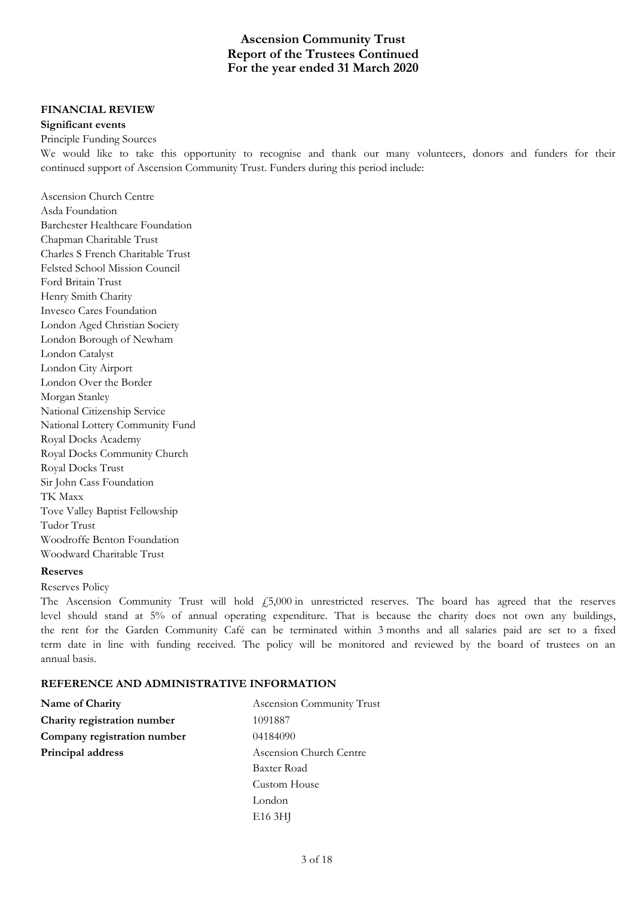# Ascension Community Trust
# Report of the Trustees Continued
# For the year ended 31 March 2020

## FINANCIAL REVIEW

### Significant events

Principle Funding Sources

We would like to take this opportunity to recognise and thank our many volunteers, donors and funders for their continued support of Ascension Community Trust. Funders during this period include:

Ascension Church Centre
Asda Foundation
Barchester Healthcare Foundation
Chapman Charitable Trust
Charles S French Charitable Trust
Felsted School Mission Council
Ford Britain Trust
Henry Smith Charity
Invesco Cares Foundation
London Aged Christian Society
London Borough of Newham
London Catalyst
London City Airport
London Over the Border
Morgan Stanley
National Citizenship Service
National Lottery Community Fund
Royal Docks Academy
Royal Docks Community Church
Royal Docks Trust
Sir John Cass Foundation
TK Maxx
Tove Valley Baptist Fellowship
Tudor Trust
Woodroffe Benton Foundation
Woodward Charitable Trust

### Reserves

Reserves Policy

The Ascension Community Trust will hold £5,000 in unrestricted reserves. The board has agreed that the reserves level should stand at 5% of annual operating expenditure. That is because the charity does not own any buildings, the rent for the Garden Community Café can be terminated within 3 months and all salaries paid are set to a fixed term date in line with funding received. The policy will be monitored and reviewed by the board of trustees on an annual basis.

## REFERENCE AND ADMINISTRATIVE INFORMATION

| | |
|---|---|
| **Name of Charity** | Ascension Community Trust |
| **Charity registration number** | 1091887 |
| **Company registration number** | 04184090 |
| **Principal address** | Ascension Church Centre<br>Baxter Road<br>Custom House<br>London<br>E16 3HJ |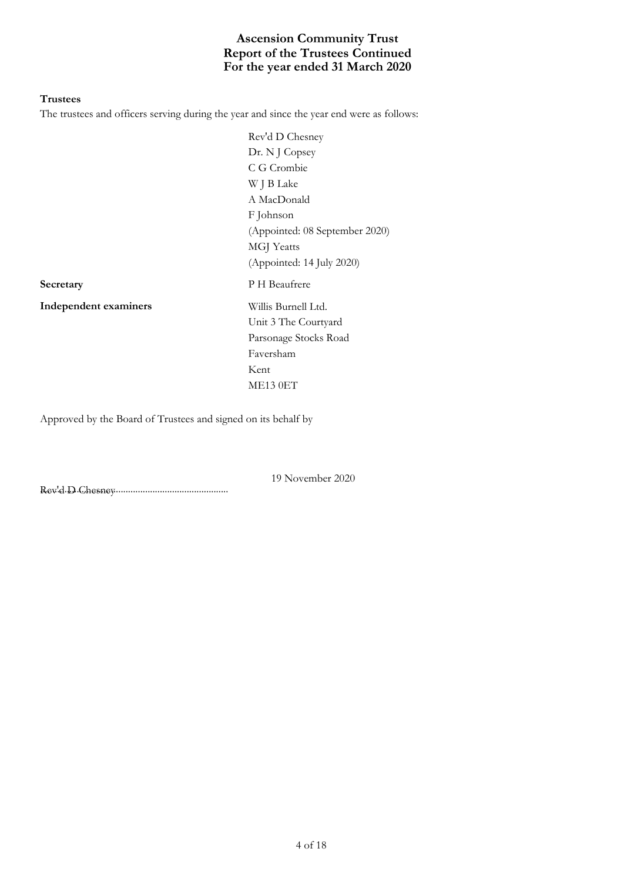# Ascension Community Trust
# Report of the Trustees Continued
# For the year ended 31 March 2020

**Trustees**

The trustees and officers serving during the year and since the year end were as follows:

| | |
|---|---|
| | Rev'd D Chesney |
| | Dr. N J Copsey |
| | C G Crombie |
| | W J B Lake |
| | A MacDonald |
| | F Johnson |
| | (Appointed: 08 September 2020) |
| | MGJ Yeatts |
| | (Appointed: 14 July 2020) |
| **Secretary** | P H Beaufrere |
| **Independent examiners** | Willis Burnell Ltd.<br>Unit 3 The Courtyard<br>Parsonage Stocks Road<br>Faversham<br>Kent<br>ME13 0ET |

Approved by the Board of Trustees and signed on its behalf by

19 November 2020

Rev'd D Chesney..............................................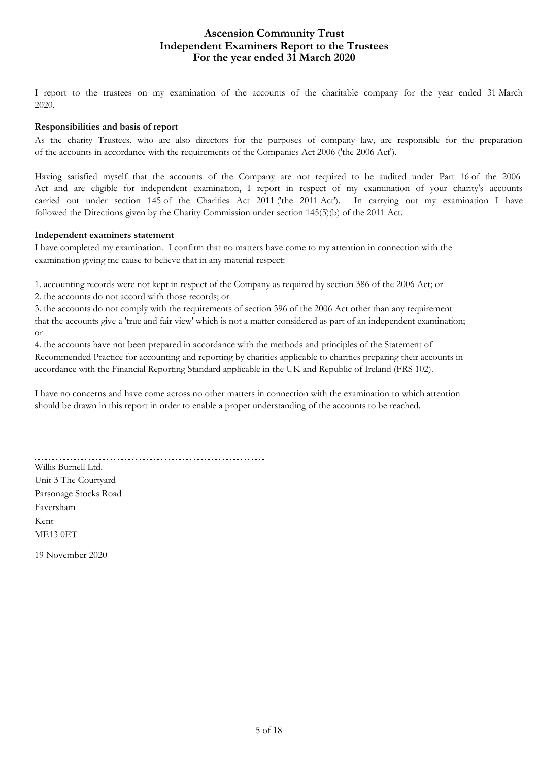# Ascension Community Trust
## Independent Examiners Report to the Trustees
## For the year ended 31 March 2020

I report to the trustees on my examination of the accounts of the charitable company for the year ended 31 March 2020.

**Responsibilities and basis of report**

As the charity Trustees, who are also directors for the purposes of company law, are responsible for the preparation of the accounts in accordance with the requirements of the Companies Act 2006 ('the 2006 Act').

Having satisfied myself that the accounts of the Company are not required to be audited under Part 16 of the 2006 Act and are eligible for independent examination, I report in respect of my examination of your charity's accounts carried out under section 145 of the Charities Act 2011 ('the 2011 Act'). In carrying out my examination I have followed the Directions given by the Charity Commission under section 145(5)(b) of the 2011 Act.

**Independent examiners statement**

I have completed my examination. I confirm that no matters have come to my attention in connection with the examination giving me cause to believe that in any material respect:

1. accounting records were not kept in respect of the Company as required by section 386 of the 2006 Act; or
2. the accounts do not accord with those records; or
3. the accounts do not comply with the requirements of section 396 of the 2006 Act other than any requirement that the accounts give a 'true and fair view' which is not a matter considered as part of an independent examination; or
4. the accounts have not been prepared in accordance with the methods and principles of the Statement of Recommended Practice for accounting and reporting by charities applicable to charities preparing their accounts in accordance with the Financial Reporting Standard applicable in the UK and Republic of Ireland (FRS 102).

I have no concerns and have come across no other matters in connection with the examination to which attention should be drawn in this report in order to enable a proper understanding of the accounts to be reached.

Willis Burnell Ltd.
Unit 3 The Courtyard
Parsonage Stocks Road
Faversham
Kent
ME13 0ET

19 November 2020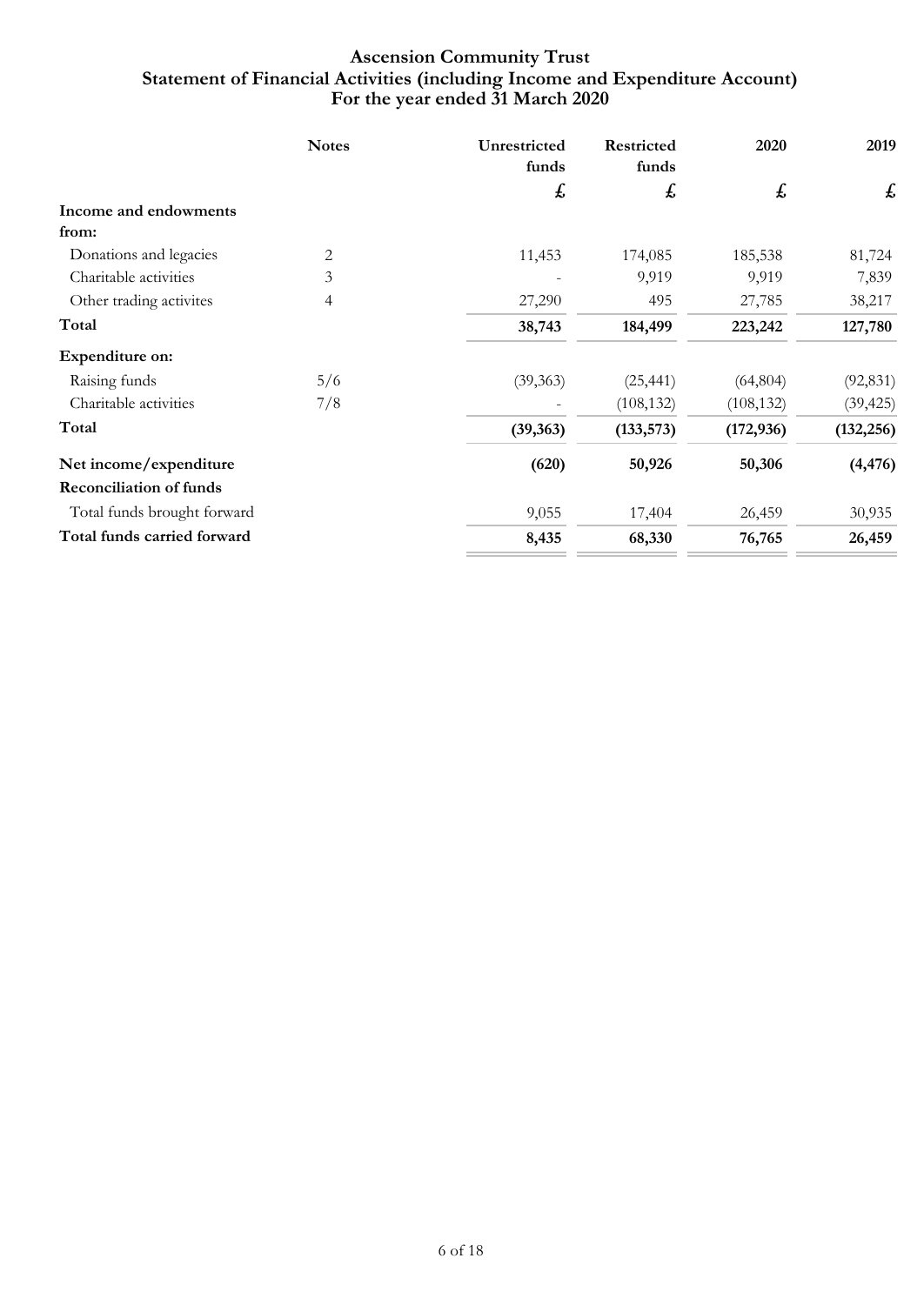# Ascension Community Trust
## Statement of Financial Activities (including Income and Expenditure Account)
### For the year ended 31 March 2020

| | Notes | Unrestricted funds | Restricted funds | 2020 | 2019 |
|---|---|---|---|---|---|
| | | £ | £ | £ | £ |
| **Income and endowments from:** | | | | | |
| Donations and legacies | 2 | 11,453 | 174,085 | 185,538 | 81,724 |
| Charitable activities | 3 | - | 9,919 | 9,919 | 7,839 |
| Other trading activites | 4 | 27,290 | 495 | 27,785 | 38,217 |
| **Total** | | **38,743** | **184,499** | **223,242** | **127,780** |
| **Expenditure on:** | | | | | |
| Raising funds | 5/6 | (39,363) | (25,441) | (64,804) | (92,831) |
| Charitable activities | 7/8 | - | (108,132) | (108,132) | (39,425) |
| **Total** | | **(39,363)** | **(133,573)** | **(172,936)** | **(132,256)** |
| **Net income/expenditure** | | **(620)** | **50,926** | **50,306** | **(4,476)** |
| **Reconciliation of funds** | | | | | |
| Total funds brought forward | | 9,055 | 17,404 | 26,459 | 30,935 |
| **Total funds carried forward** | | **8,435** | **68,330** | **76,765** | **26,459** |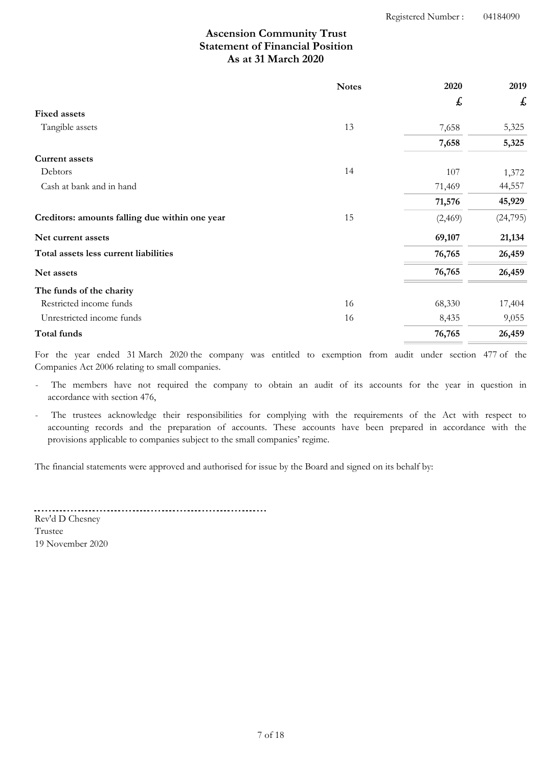Registered Number : 04184090

# Ascension Community Trust
## Statement of Financial Position
### As at 31 March 2020

| | Notes | 2020 | 2019 |
|---|---|---|---|
| | | £ | £ |
| **Fixed assets** | | | |
| Tangible assets | 13 | 7,658 | 5,325 |
| | | **7,658** | **5,325** |
| **Current assets** | | | |
| Debtors | 14 | 107 | 1,372 |
| Cash at bank and in hand | | 71,469 | 44,557 |
| | | **71,576** | **45,929** |
| **Creditors: amounts falling due within one year** | 15 | (2,469) | (24,795) |
| **Net current assets** | | **69,107** | **21,134** |
| **Total assets less current liabilities** | | **76,765** | **26,459** |
| **Net assets** | | **76,765** | **26,459** |
| **The funds of the charity** | | | |
| Restricted income funds | 16 | 68,330 | 17,404 |
| Unrestricted income funds | 16 | 8,435 | 9,055 |
| **Total funds** | | **76,765** | **26,459** |

For the year ended 31 March 2020 the company was entitled to exemption from audit under section 477 of the Companies Act 2006 relating to small companies.

- The members have not required the company to obtain an audit of its accounts for the year in question in accordance with section 476,
- The trustees acknowledge their responsibilities for complying with the requirements of the Act with respect to accounting records and the preparation of accounts. These accounts have been prepared in accordance with the provisions applicable to companies subject to the small companies' regime.

The financial statements were approved and authorised for issue by the Board and signed on its behalf by:

Rev'd D Chesney
Trustee
19 November 2020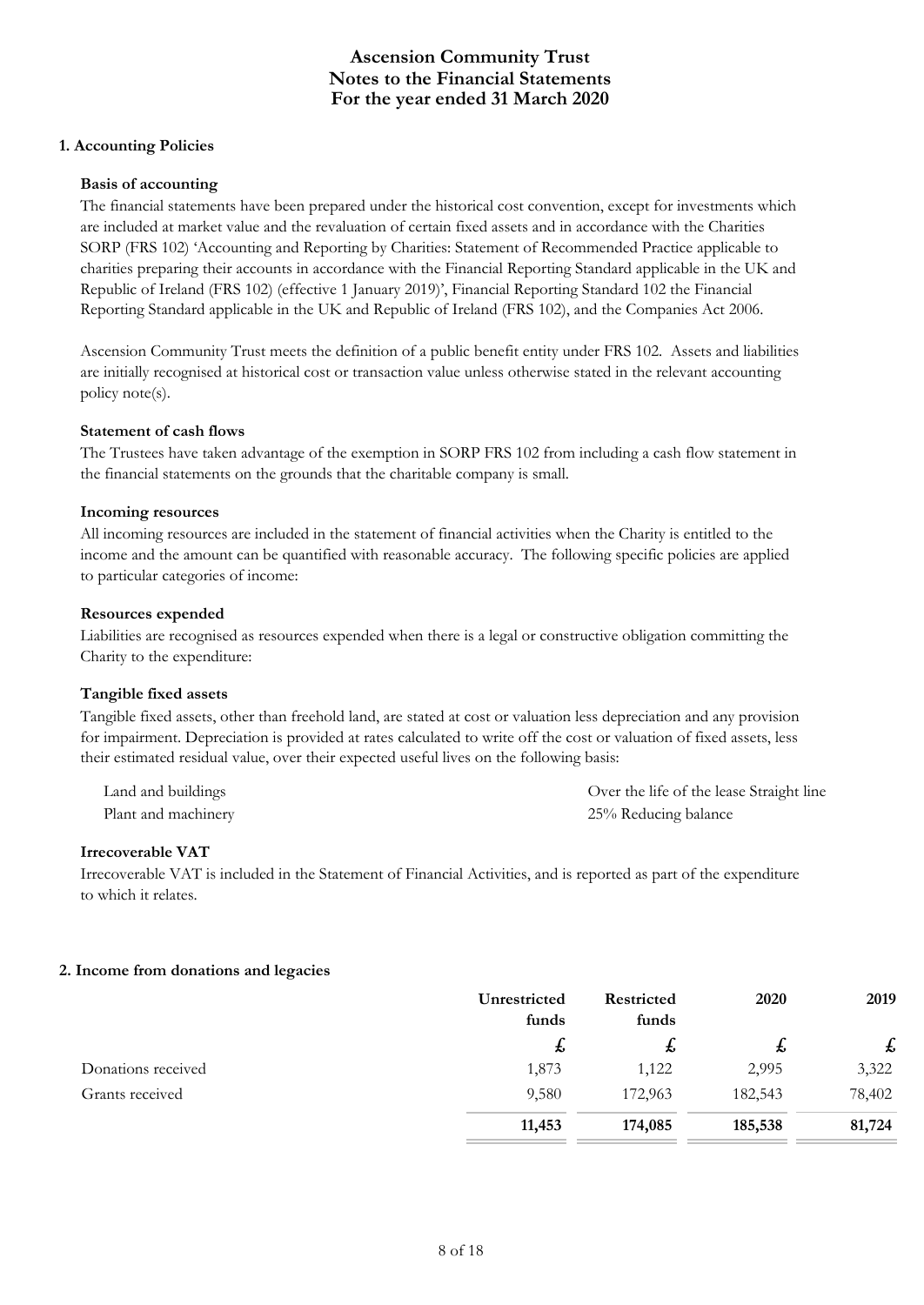# Ascension Community Trust
# Notes to the Financial Statements
# For the year ended 31 March 2020

## 1. Accounting Policies

### Basis of accounting

The financial statements have been prepared under the historical cost convention, except for investments which are included at market value and the revaluation of certain fixed assets and in accordance with the Charities SORP (FRS 102) 'Accounting and Reporting by Charities: Statement of Recommended Practice applicable to charities preparing their accounts in accordance with the Financial Reporting Standard applicable in the UK and Republic of Ireland (FRS 102) (effective 1 January 2019)', Financial Reporting Standard 102 the Financial Reporting Standard applicable in the UK and Republic of Ireland (FRS 102), and the Companies Act 2006.

Ascension Community Trust meets the definition of a public benefit entity under FRS 102. Assets and liabilities are initially recognised at historical cost or transaction value unless otherwise stated in the relevant accounting policy note(s).

### Statement of cash flows

The Trustees have taken advantage of the exemption in SORP FRS 102 from including a cash flow statement in the financial statements on the grounds that the charitable company is small.

### Incoming resources

All incoming resources are included in the statement of financial activities when the Charity is entitled to the income and the amount can be quantified with reasonable accuracy. The following specific policies are applied to particular categories of income:

### Resources expended

Liabilities are recognised as resources expended when there is a legal or constructive obligation committing the Charity to the expenditure:

### Tangible fixed assets

Tangible fixed assets, other than freehold land, are stated at cost or valuation less depreciation and any provision for impairment. Depreciation is provided at rates calculated to write off the cost or valuation of fixed assets, less their estimated residual value, over their expected useful lives on the following basis:

| | |
|---|---|
| Land and buildings | Over the life of the lease Straight line |
| Plant and machinery | 25% Reducing balance |

### Irrecoverable VAT

Irrecoverable VAT is included in the Statement of Financial Activities, and is reported as part of the expenditure to which it relates.

## 2. Income from donations and legacies

| | Unrestricted funds | Restricted funds | 2020 | 2019 |
|---|---|---|---|---|
| | £ | £ | £ | £ |
| Donations received | 1,873 | 1,122 | 2,995 | 3,322 |
| Grants received | 9,580 | 172,963 | 182,543 | 78,402 |
| | **11,453** | **174,085** | **185,538** | **81,724** |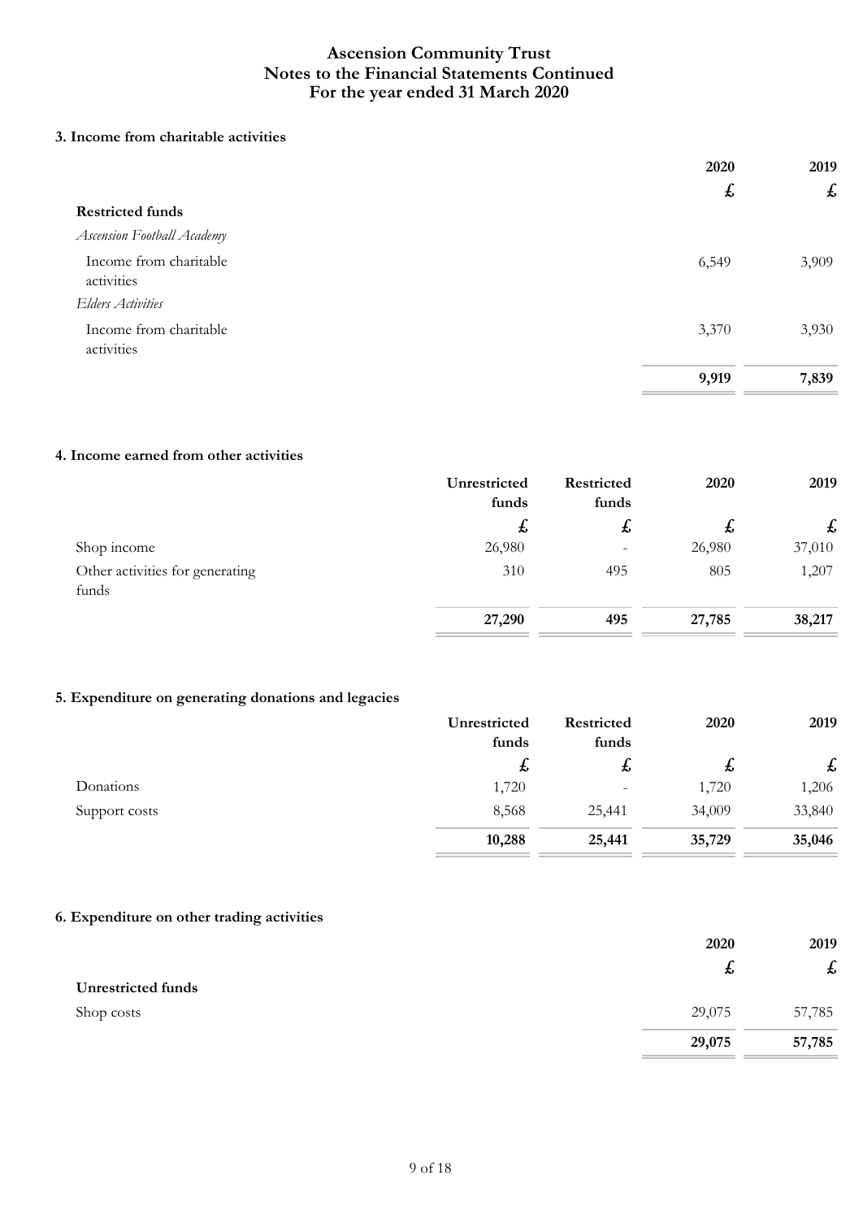# Ascension Community Trust
## Notes to the Financial Statements Continued
## For the year ended 31 March 2020

### 3. Income from charitable activities

| | 2020 | 2019 |
|---|---|---|
| | £ | £ |
| **Restricted funds** | | |
| *Ascension Football Academy* | | |
| Income from charitable activities | 6,549 | 3,909 |
| *Elders Activities* | | |
| Income from charitable activities | 3,370 | 3,930 |
| | **9,919** | **7,839** |

### 4. Income earned from other activities

| | Unrestricted funds | Restricted funds | 2020 | 2019 |
|---|---|---|---|---|
| | £ | £ | £ | £ |
| Shop income | 26,980 | - | 26,980 | 37,010 |
| Other activities for generating funds | 310 | 495 | 805 | 1,207 |
| | **27,290** | **495** | **27,785** | **38,217** |

### 5. Expenditure on generating donations and legacies

| | Unrestricted funds | Restricted funds | 2020 | 2019 |
|---|---|---|---|---|
| | £ | £ | £ | £ |
| Donations | 1,720 | - | 1,720 | 1,206 |
| Support costs | 8,568 | 25,441 | 34,009 | 33,840 |
| | **10,288** | **25,441** | **35,729** | **35,046** |

### 6. Expenditure on other trading activities

| | 2020 | 2019 |
|---|---|---|
| | £ | £ |
| **Unrestricted funds** | | |
| Shop costs | 29,075 | 57,785 |
| | **29,075** | **57,785** |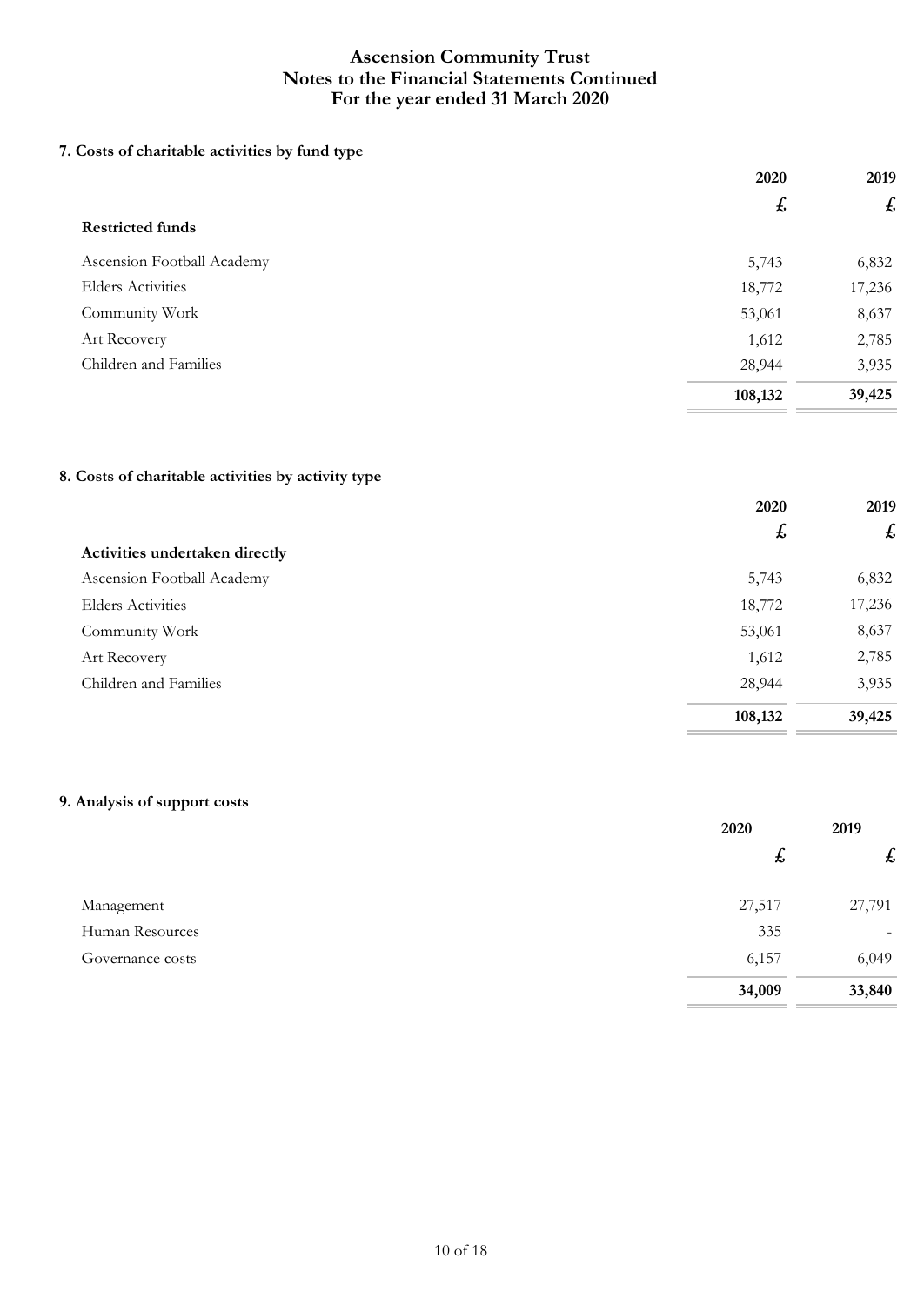# Ascension Community Trust
## Notes to the Financial Statements Continued
## For the year ended 31 March 2020

### 7. Costs of charitable activities by fund type

| | 2020 | 2019 |
|---|---|---|
| | £ | £ |
| **Restricted funds** | | |
| Ascension Football Academy | 5,743 | 6,832 |
| Elders Activities | 18,772 | 17,236 |
| Community Work | 53,061 | 8,637 |
| Art Recovery | 1,612 | 2,785 |
| Children and Families | 28,944 | 3,935 |
| | **108,132** | **39,425** |

### 8. Costs of charitable activities by activity type

| | 2020 | 2019 |
|---|---|---|
| | £ | £ |
| **Activities undertaken directly** | | |
| Ascension Football Academy | 5,743 | 6,832 |
| Elders Activities | 18,772 | 17,236 |
| Community Work | 53,061 | 8,637 |
| Art Recovery | 1,612 | 2,785 |
| Children and Families | 28,944 | 3,935 |
| | **108,132** | **39,425** |

### 9. Analysis of support costs

| | 2020 | 2019 |
|---|---|---|
| | £ | £ |
| Management | 27,517 | 27,791 |
| Human Resources | 335 | - |
| Governance costs | 6,157 | 6,049 |
| | **34,009** | **33,840** |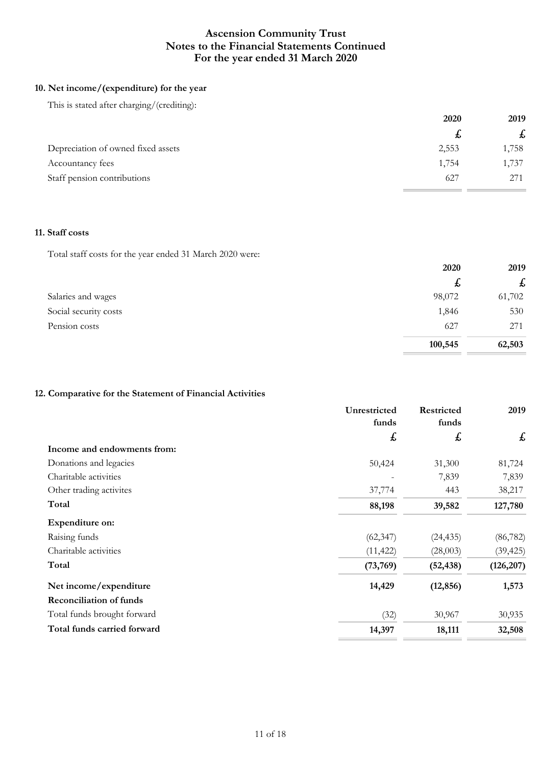# Ascension Community Trust
## Notes to the Financial Statements Continued
## For the year ended 31 March 2020

### 10. Net income/(expenditure) for the year

This is stated after charging/(crediting):

| | 2020 | 2019 |
|---|---|---|
| | £ | £ |
| Depreciation of owned fixed assets | 2,553 | 1,758 |
| Accountancy fees | 1,754 | 1,737 |
| Staff pension contributions | 627 | 271 |

### 11. Staff costs

Total staff costs for the year ended 31 March 2020 were:

| | 2020 | 2019 |
|---|---|---|
| | £ | £ |
| Salaries and wages | 98,072 | 61,702 |
| Social security costs | 1,846 | 530 |
| Pension costs | 627 | 271 |
| | **100,545** | **62,503** |

### 12. Comparative for the Statement of Financial Activities

| | Unrestricted funds | Restricted funds | 2019 |
|---|---|---|---|
| | £ | £ | £ |
| **Income and endowments from:** | | | |
| Donations and legacies | 50,424 | 31,300 | 81,724 |
| Charitable activities | - | 7,839 | 7,839 |
| Other trading activites | 37,774 | 443 | 38,217 |
| **Total** | **88,198** | **39,582** | **127,780** |
| **Expenditure on:** | | | |
| Raising funds | (62,347) | (24,435) | (86,782) |
| Charitable activities | (11,422) | (28,003) | (39,425) |
| **Total** | **(73,769)** | **(52,438)** | **(126,207)** |
| **Net income/expenditure** | **14,429** | **(12,856)** | **1,573** |
| **Reconciliation of funds** | | | |
| Total funds brought forward | (32) | 30,967 | 30,935 |
| **Total funds carried forward** | **14,397** | **18,111** | **32,508** |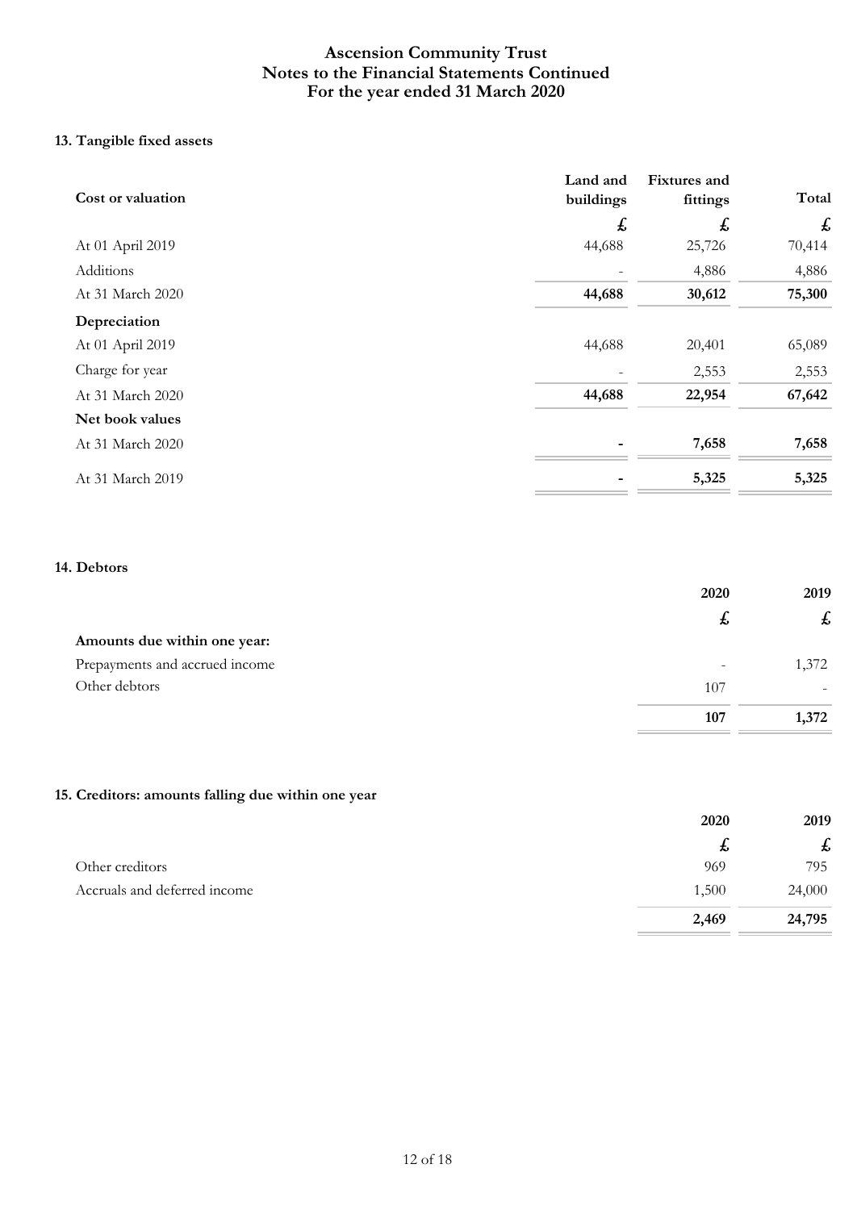# Ascension Community Trust
## Notes to the Financial Statements Continued
## For the year ended 31 March 2020

### 13. Tangible fixed assets

| Cost or valuation | Land and buildings | Fixtures and fittings | Total |
|---|---|---|---|
| | £ | £ | £ |
| At 01 April 2019 | 44,688 | 25,726 | 70,414 |
| Additions | - | 4,886 | 4,886 |
| At 31 March 2020 | **44,688** | **30,612** | **75,300** |
| **Depreciation** | | | |
| At 01 April 2019 | 44,688 | 20,401 | 65,089 |
| Charge for year | - | 2,553 | 2,553 |
| At 31 March 2020 | **44,688** | **22,954** | **67,642** |
| **Net book values** | | | |
| At 31 March 2020 | **-** | **7,658** | **7,658** |
| At 31 March 2019 | **-** | **5,325** | **5,325** |

### 14. Debtors

| | 2020 | 2019 |
|---|---|---|
| | £ | £ |
| **Amounts due within one year:** | | |
| Prepayments and accrued income | - | 1,372 |
| Other debtors | 107 | - |
| | **107** | **1,372** |

### 15. Creditors: amounts falling due within one year

| | 2020 | 2019 |
|---|---|---|
| | £ | £ |
| Other creditors | 969 | 795 |
| Accruals and deferred income | 1,500 | 24,000 |
| | **2,469** | **24,795** |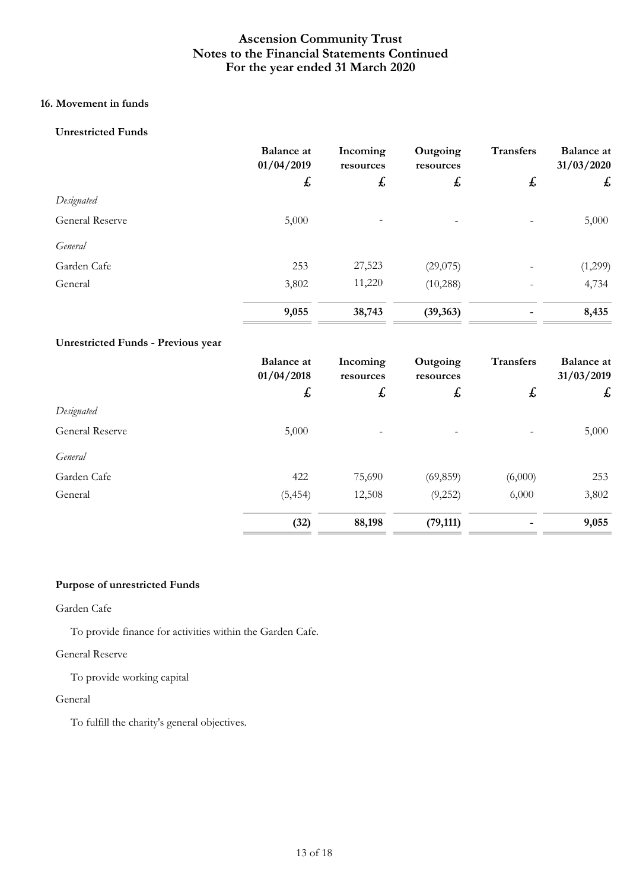# Ascension Community Trust
# Notes to the Financial Statements Continued
# For the year ended 31 March 2020

### 16. Movement in funds

**Unrestricted Funds**

| | Balance at 01/04/2019 | Incoming resources | Outgoing resources | Transfers | Balance at 31/03/2020 |
|---|---|---|---|---|---|
| | £ | £ | £ | £ | £ |
| *Designated* | | | | | |
| General Reserve | 5,000 | - | - | - | 5,000 |
| *General* | | | | | |
| Garden Cafe | 253 | 27,523 | (29,075) | - | (1,299) |
| General | 3,802 | 11,220 | (10,288) | - | 4,734 |
| | **9,055** | **38,743** | **(39,363)** | **-** | **8,435** |

**Unrestricted Funds - Previous year**

| | Balance at 01/04/2018 | Incoming resources | Outgoing resources | Transfers | Balance at 31/03/2019 |
|---|---|---|---|---|---|
| | £ | £ | £ | £ | £ |
| *Designated* | | | | | |
| General Reserve | 5,000 | - | - | - | 5,000 |
| *General* | | | | | |
| Garden Cafe | 422 | 75,690 | (69,859) | (6,000) | 253 |
| General | (5,454) | 12,508 | (9,252) | 6,000 | 3,802 |
| | **(32)** | **88,198** | **(79,111)** | **-** | **9,055** |

**Purpose of unrestricted Funds**

Garden Cafe

To provide finance for activities within the Garden Cafe.

General Reserve

To provide working capital

General

To fulfill the charity's general objectives.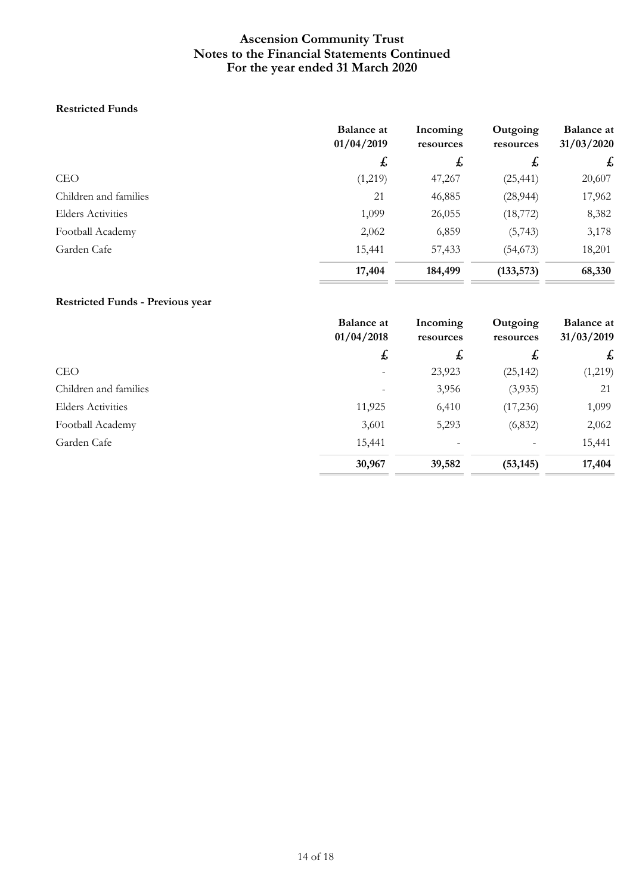# Ascension Community Trust
# Notes to the Financial Statements Continued
# For the year ended 31 March 2020

**Restricted Funds**

| | Balance at 01/04/2019 | Incoming resources | Outgoing resources | Balance at 31/03/2020 |
|---|---|---|---|---|
| | £ | £ | £ | £ |
| CEO | (1,219) | 47,267 | (25,441) | 20,607 |
| Children and families | 21 | 46,885 | (28,944) | 17,962 |
| Elders Activities | 1,099 | 26,055 | (18,772) | 8,382 |
| Football Academy | 2,062 | 6,859 | (5,743) | 3,178 |
| Garden Cafe | 15,441 | 57,433 | (54,673) | 18,201 |
| | **17,404** | **184,499** | **(133,573)** | **68,330** |

**Restricted Funds - Previous year**

| | Balance at 01/04/2018 | Incoming resources | Outgoing resources | Balance at 31/03/2019 |
|---|---|---|---|---|
| | £ | £ | £ | £ |
| CEO | - | 23,923 | (25,142) | (1,219) |
| Children and families | - | 3,956 | (3,935) | 21 |
| Elders Activities | 11,925 | 6,410 | (17,236) | 1,099 |
| Football Academy | 3,601 | 5,293 | (6,832) | 2,062 |
| Garden Cafe | 15,441 | - | - | 15,441 |
| | **30,967** | **39,582** | **(53,145)** | **17,404** |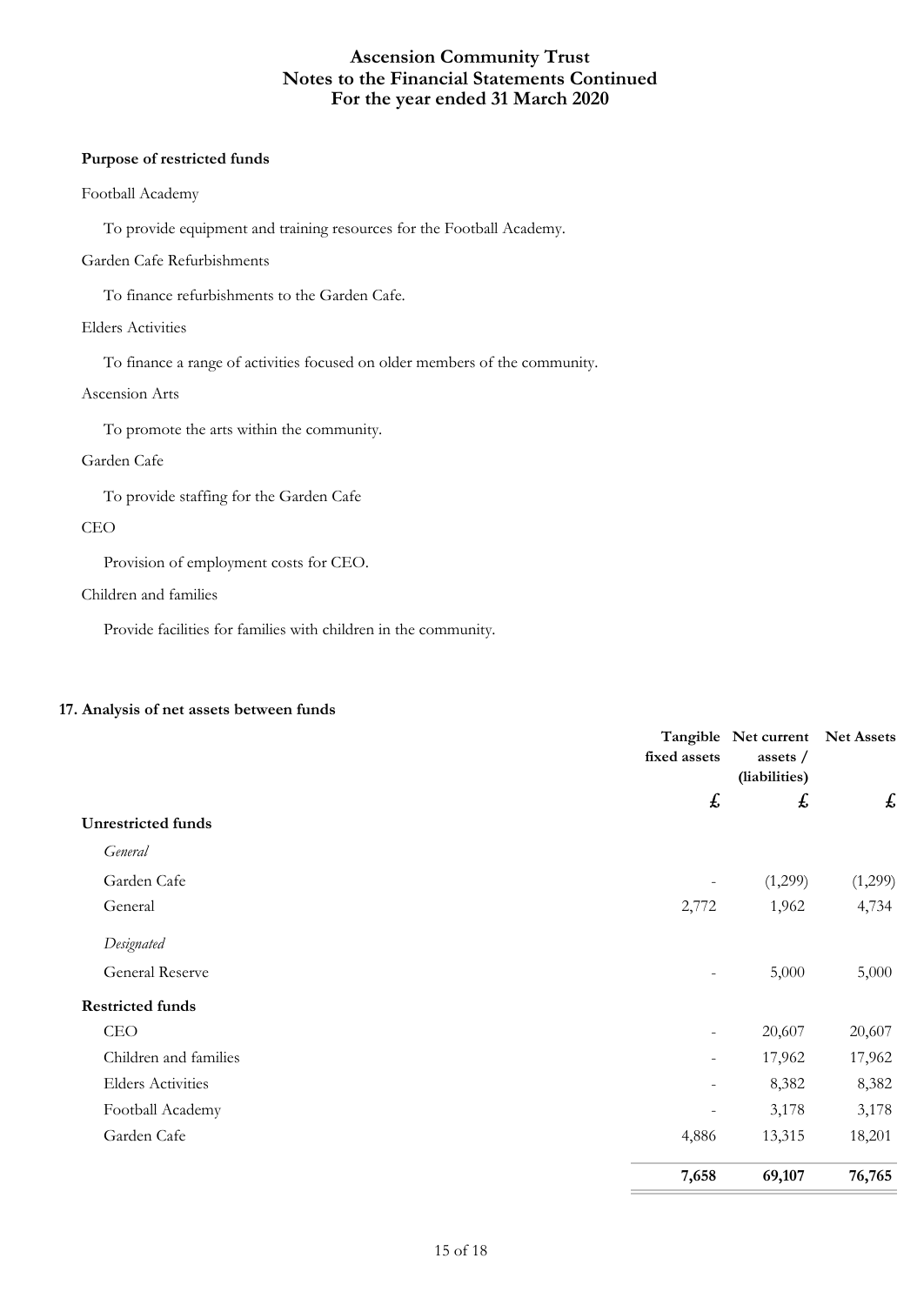# Ascension Community Trust
# Notes to the Financial Statements Continued
# For the year ended 31 March 2020

**Purpose of restricted funds**

Football Academy

To provide equipment and training resources for the Football Academy.

Garden Cafe Refurbishments

To finance refurbishments to the Garden Cafe.

Elders Activities

To finance a range of activities focused on older members of the community.

Ascension Arts

To promote the arts within the community.

Garden Cafe

To provide staffing for the Garden Cafe

CEO

Provision of employment costs for CEO.

Children and families

Provide facilities for families with children in the community.

**17. Analysis of net assets between funds**

| | Tangible fixed assets | Net current assets / (liabilities) | Net Assets |
|---|---|---|---|
| | £ | £ | £ |
| **Unrestricted funds** | | | |
| *General* | | | |
| Garden Cafe | - | (1,299) | (1,299) |
| General | 2,772 | 1,962 | 4,734 |
| *Designated* | | | |
| General Reserve | - | 5,000 | 5,000 |
| **Restricted funds** | | | |
| CEO | - | 20,607 | 20,607 |
| Children and families | - | 17,962 | 17,962 |
| Elders Activities | - | 8,382 | 8,382 |
| Football Academy | - | 3,178 | 3,178 |
| Garden Cafe | 4,886 | 13,315 | 18,201 |
| | **7,658** | **69,107** | **76,765** |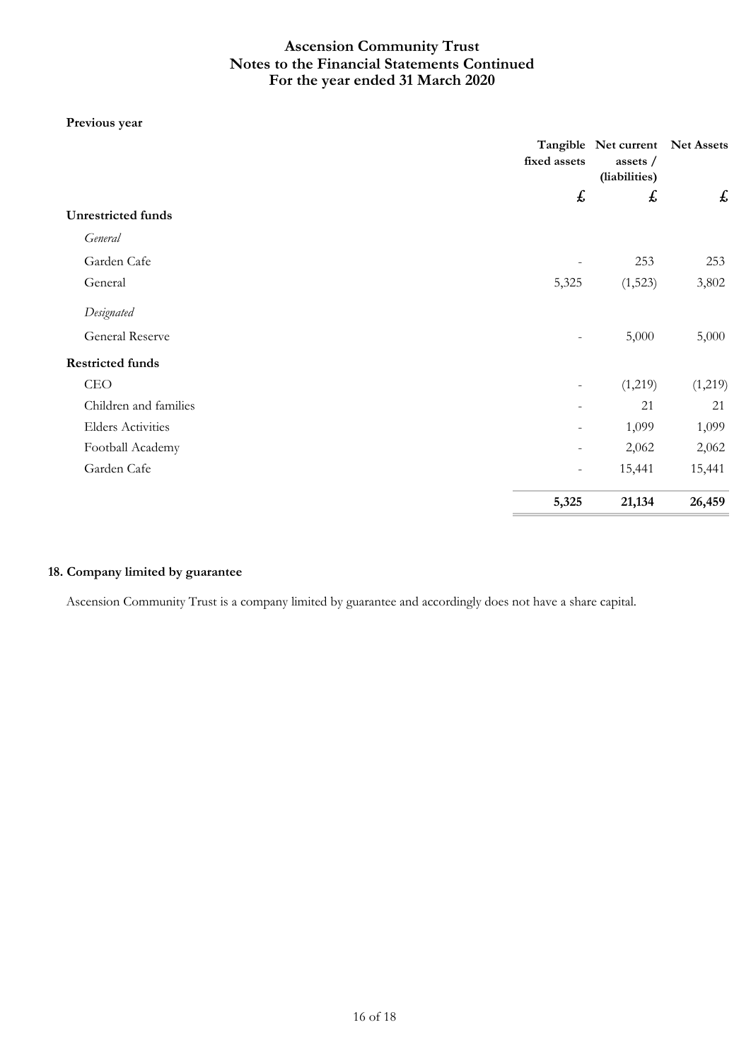**Previous year**

| | Tangible fixed assets | Net current assets / (liabilities) | Net Assets |
|---|---|---|---|
| | £ | £ | £ |
| **Unrestricted funds** | | | |
| *General* | | | |
| Garden Cafe | - | 253 | 253 |
| General | 5,325 | (1,523) | 3,802 |
| *Designated* | | | |
| General Reserve | - | 5,000 | 5,000 |
| **Restricted funds** | | | |
| CEO | - | (1,219) | (1,219) |
| Children and families | - | 21 | 21 |
| Elders Activities | - | 1,099 | 1,099 |
| Football Academy | - | 2,062 | 2,062 |
| Garden Cafe | - | 15,441 | 15,441 |
| | **5,325** | **21,134** | **26,459** |

## 18. Company limited by guarantee

Ascension Community Trust is a company limited by guarantee and accordingly does not have a share capital.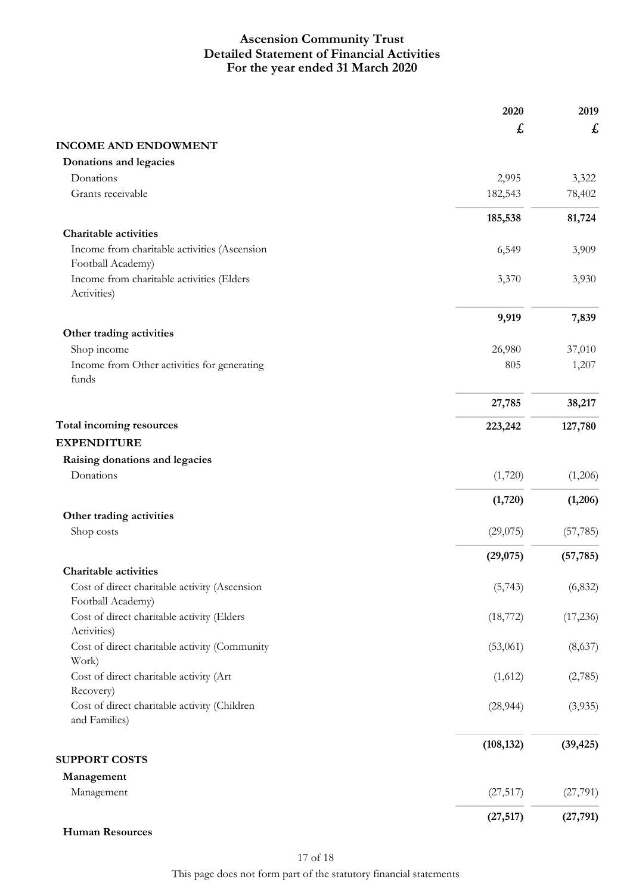# Ascension Community Trust
## Detailed Statement of Financial Activities
### For the year ended 31 March 2020

| | 2020 | 2019 |
|---|---|---|
| | £ | £ |
| **INCOME AND ENDOWMENT** | | |
| **Donations and legacies** | | |
| Donations | 2,995 | 3,322 |
| Grants receivable | 182,543 | 78,402 |
| | **185,538** | **81,724** |
| **Charitable activities** | | |
| Income from charitable activities (Ascension Football Academy) | 6,549 | 3,909 |
| Income from charitable activities (Elders Activities) | 3,370 | 3,930 |
| | **9,919** | **7,839** |
| **Other trading activities** | | |
| Shop income | 26,980 | 37,010 |
| Income from Other activities for generating funds | 805 | 1,207 |
| | **27,785** | **38,217** |
| **Total incoming resources** | **223,242** | **127,780** |
| **EXPENDITURE** | | |
| **Raising donations and legacies** | | |
| Donations | (1,720) | (1,206) |
| | **(1,720)** | **(1,206)** |
| **Other trading activities** | | |
| Shop costs | (29,075) | (57,785) |
| | **(29,075)** | **(57,785)** |
| **Charitable activities** | | |
| Cost of direct charitable activity (Ascension Football Academy) | (5,743) | (6,832) |
| Cost of direct charitable activity (Elders Activities) | (18,772) | (17,236) |
| Cost of direct charitable activity (Community Work) | (53,061) | (8,637) |
| Cost of direct charitable activity (Art Recovery) | (1,612) | (2,785) |
| Cost of direct charitable activity (Children and Families) | (28,944) | (3,935) |
| | **(108,132)** | **(39,425)** |
| **SUPPORT COSTS** | | |
| **Management** | | |
| Management | (27,517) | (27,791) |
| | **(27,517)** | **(27,791)** |
| **Human Resources** | | |

This page does not form part of the statutory financial statements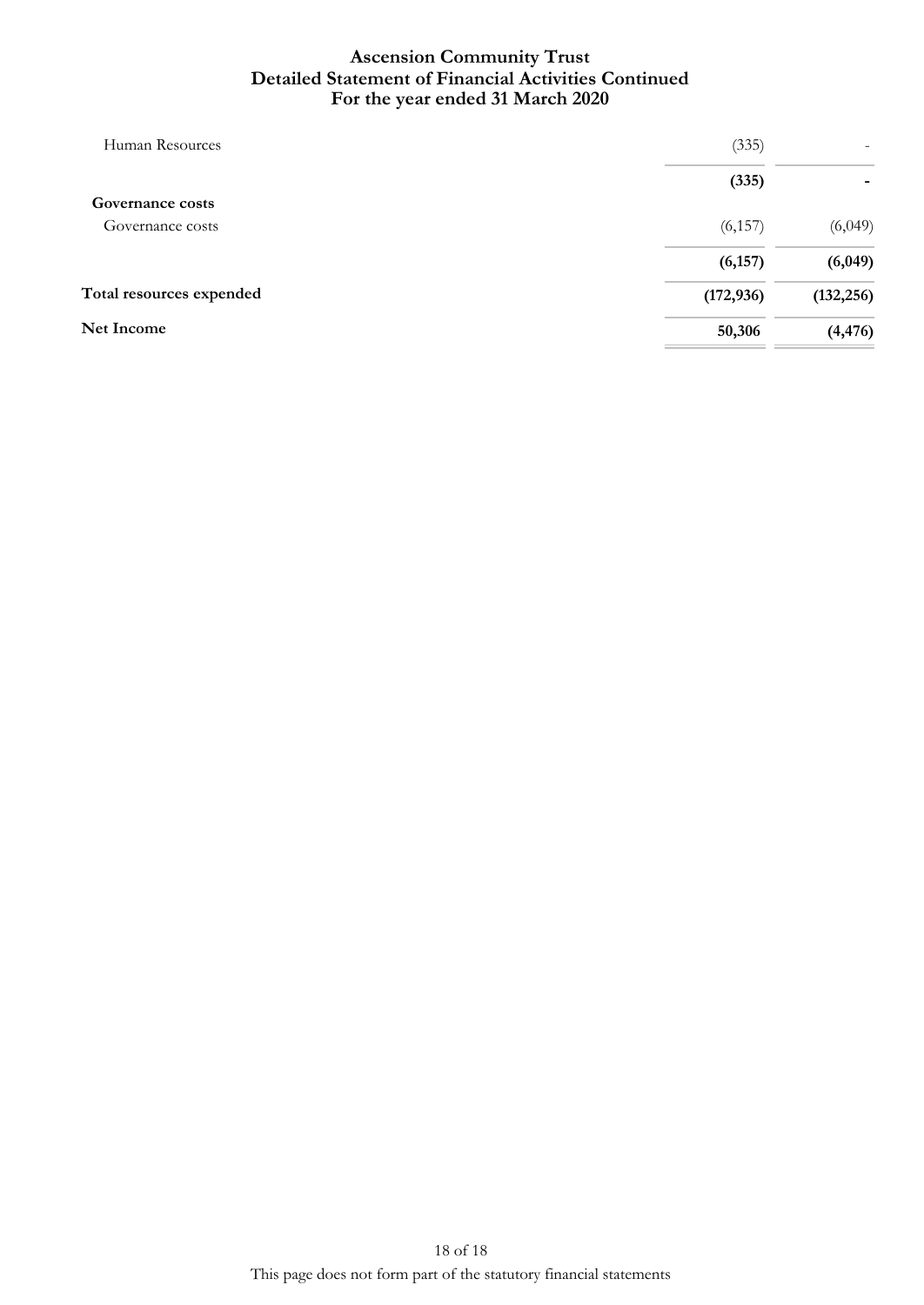# Ascension Community Trust
## Detailed Statement of Financial Activities Continued
## For the year ended 31 March 2020

| | | |
|---|---|---|
| Human Resources | (335) | - |
| | **(335)** | **-** |
| **Governance costs** | | |
| Governance costs | (6,157) | (6,049) |
| | **(6,157)** | **(6,049)** |
| **Total resources expended** | **(172,936)** | **(132,256)** |
| **Net Income** | **50,306** | **(4,476)** |

This page does not form part of the statutory financial statements